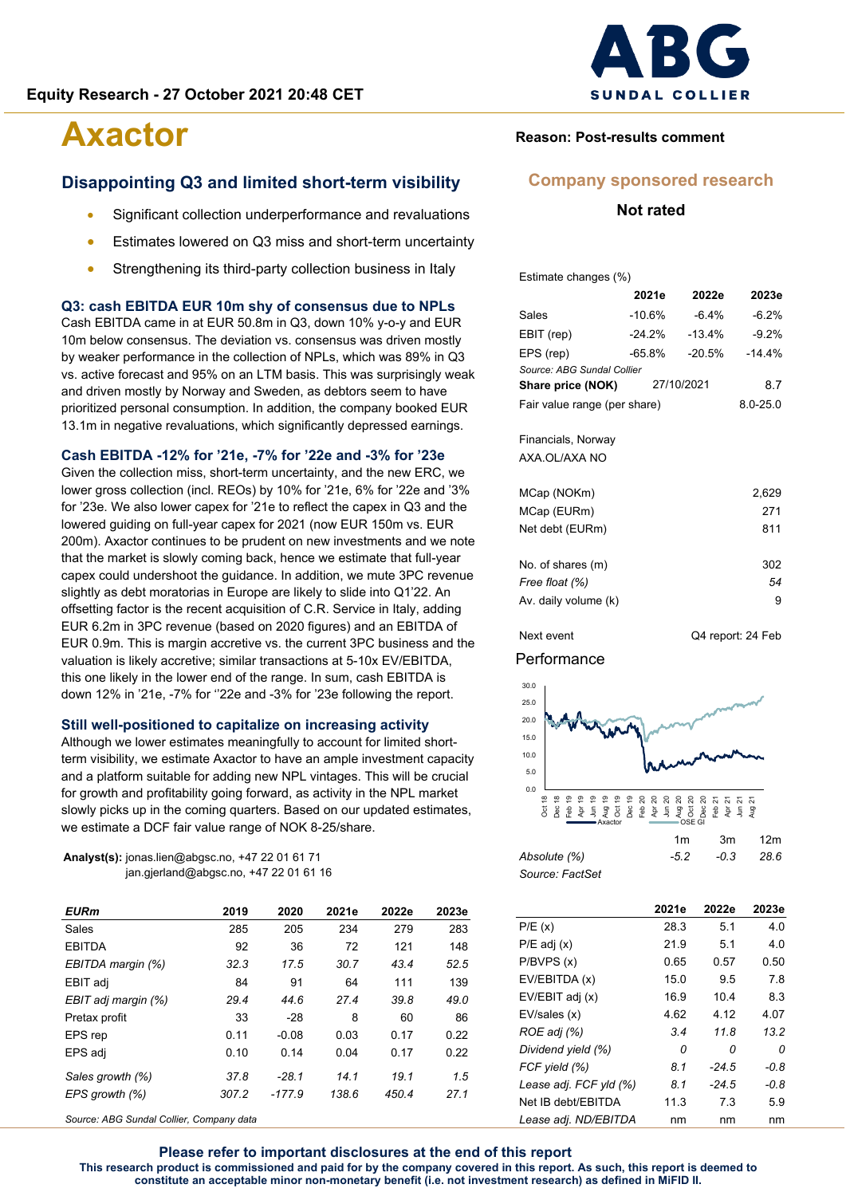Equity Research - 27 October 2021 20:48 CET

# Axactor

Reason: Post-results comment

Company sponsored research

Not rated

## Disappointing Q3 and limited short-term visibility

- Significant collection underperformance and revaluations
- Estimates lowered on Q3 miss and short-term uncertainty
- Strengthening its third-party collection business in Italy

### Q3: cash EBITDA EUR 10m shy of consensus due to NPLs

Cash EBITDA came in at EUR 50.8m in Q3, down 10% y-o-y and EUR 10m below consensus. The deviation vs. consensus was driven mostly by weaker performance in the collection of NPLs, which was 89% in Q3 vs. active forecast and 95% on an LTM basis. This was surprisingly weak and driven mostly by Norway and Sweden, as debtors seem to have prioritized personal consumption. In addition, the company booked EUR 13.1m in negative revaluations, which significantly depressed earnings.

### Cash EBITDA -12% for '21e, -7% for '22e and -3% for '23e

Given the collection miss, short-term uncertainty, and the new ERC, we lower gross collection (incl. REOs) by 10% for '21e, 6% for '22e and '3% for '23e. We also lower capex for '21e to reflect the capex in Q3 and the lowered guiding on full-year capex for 2021 (now EUR 150m vs. EUR 200m). Axactor continues to be prudent on new investments and we note that the market is slowly coming back, hence we estimate that full-year capex could undershoot the guidance. In addition, we mute 3PC revenue slightly as debt moratorias in Europe are likely to slide into Q1'22. An offsetting factor is the recent acquisition of C.R. Service in Italy, adding EUR 6.2m in 3PC revenue (based on 2020 figures) and an EBITDA of EUR 0.9m. This is margin accretive vs. the current 3PC business and the valuation is likely accretive; similar transactions at 5-10x EV/EBITDA, this one likely in the lower end of the range. In sum, cash EBITDA is down 12% in '21e, -7% for ''22e and -3% for '23e following the report.

### Still well-positioned to capitalize on increasing activity

Although we lower estimates meaningfully to account for limited short-term visibility, we estimate Axactor to have an ample investment capacity and a platform suitable for adding new NPL vintages. This will be crucial for growth and profitability going forward, as activity in the NPL market slowly picks up in the coming quarters. Based on our updated estimates, we estimate a DCF fair value range of NOK 8-25/share.

**Analyst(s):** jonas.lien@abgsc.no, +47 22 01 61 71
jan.gjerland@abgsc.no, +47 22 01 61 16

| EURm | 2019 | 2020 | 2021e | 2022e | 2023e |
|---|---|---|---|---|---|
| Sales | 285 | 205 | 234 | 279 | 283 |
| EBITDA | 92 | 36 | 72 | 121 | 148 |
| *EBITDA margin (%)* | *32.3* | *17.5* | *30.7* | *43.4* | *52.5* |
| EBIT adj | 84 | 91 | 64 | 111 | 139 |
| *EBIT adj margin (%)* | *29.4* | *44.6* | *27.4* | *39.8* | *49.0* |
| Pretax profit | 33 | -28 | 8 | 60 | 86 |
| EPS rep | 0.11 | -0.08 | 0.03 | 0.17 | 0.22 |
| EPS adj | 0.10 | 0.14 | 0.04 | 0.17 | 0.22 |
| *Sales growth (%)* | *37.8* | *-28.1* | *14.1* | *19.1* | *1.5* |
| *EPS growth (%)* | *307.2* | *-177.9* | *138.6* | *450.4* | *27.1* |

*Source: ABG Sundal Collier, Company data*

Estimate changes (%)

| | 2021e | 2022e | 2023e |
|---|---|---|---|
| Sales | -10.6% | -6.4% | -6.2% |
| EBIT (rep) | -24.2% | -13.4% | -9.2% |
| EPS (rep) | -65.8% | -20.5% | -14.4% |

*Source: ABG Sundal Collier*

| | | |
|---|---|---|
| **Share price (NOK)** | 27/10/2021 | 8.7 |
| Fair value range (per share) | | 8.0-25.0 |

Financials, Norway
AXA.OL/AXA NO

| | |
|---|---|
| MCap (NOKm) | 2,629 |
| MCap (EURm) | 271 |
| Net debt (EURm) | 811 |
| No. of shares (m) | 302 |
| *Free float (%)* | *54* |
| Av. daily volume (k) | 9 |

Next event: Q4 report: 24 Feb

Performance

| | 1m | 3m | 12m |
|---|---|---|---|
| *Absolute (%)* | *-5.2* | *-0.3* | *28.6* |

*Source: FactSet*

| | 2021e | 2022e | 2023e |
|---|---|---|---|
| P/E (x) | 28.3 | 5.1 | 4.0 |
| P/E adj (x) | 21.9 | 5.1 | 4.0 |
| P/BVPS (x) | 0.65 | 0.57 | 0.50 |
| EV/EBITDA (x) | 15.0 | 9.5 | 7.8 |
| EV/EBIT adj (x) | 16.9 | 10.4 | 8.3 |
| EV/sales (x) | 4.62 | 4.12 | 4.07 |
| *ROE adj (%)* | *3.4* | *11.8* | *13.2* |
| *Dividend yield (%)* | *0* | *0* | *0* |
| *FCF yield (%)* | *8.1* | *-24.5* | *-0.8* |
| *Lease adj. FCF yld (%)* | *8.1* | *-24.5* | *-0.8* |
| Net IB debt/EBITDA | 11.3 | 7.3 | 5.9 |
| *Lease adj. ND/EBITDA* | nm | nm | nm |

**Please refer to important disclosures at the end of this report**
**This research product is commissioned and paid for by the company covered in this report. As such, this report is deemed to constitute an acceptable minor non-monetary benefit (i.e. not investment research) as defined in MiFID II.**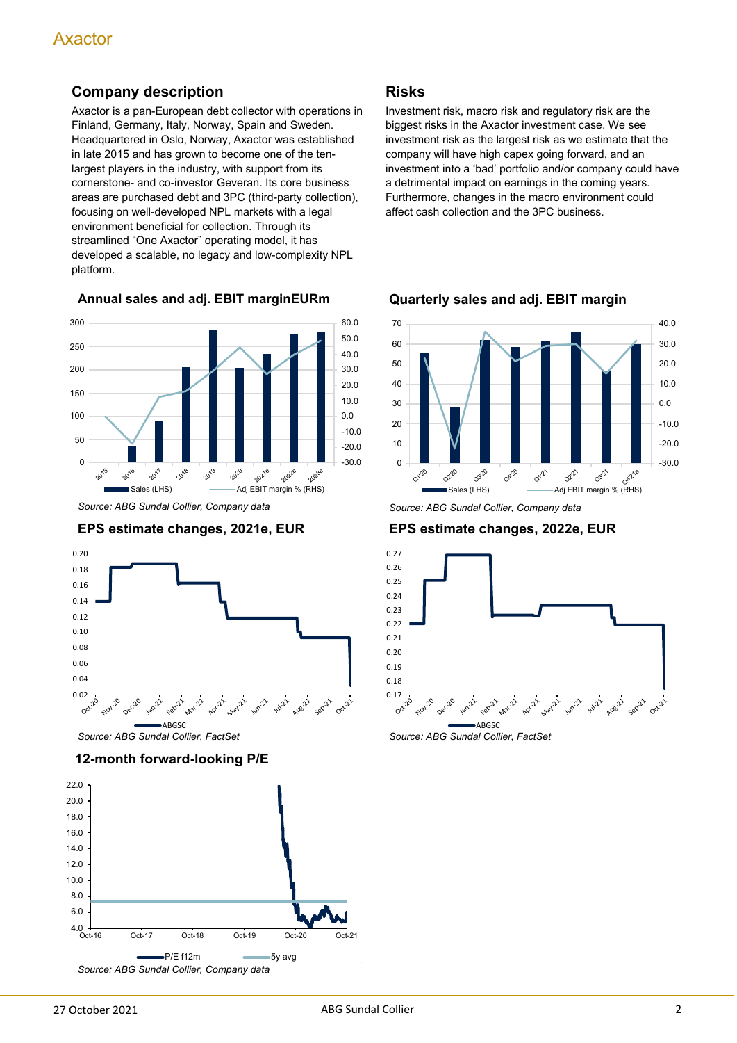## Company description

Axactor is a pan-European debt collector with operations in Finland, Germany, Italy, Norway, Spain and Sweden. Headquartered in Oslo, Norway, Axactor was established in late 2015 and has grown to become one of the ten-largest players in the industry, with support from its cornerstone- and co-investor Geveran. Its core business areas are purchased debt and 3PC (third-party collection), focusing on well-developed NPL markets with a legal environment beneficial for collection. Through its streamlined "One Axactor" operating model, it has developed a scalable, no legacy and low-complexity NPL platform.

## Risks

Investment risk, macro risk and regulatory risk are the biggest risks in the Axactor investment case. We see investment risk as the largest risk as we estimate that the company will have high capex going forward, and an investment into a 'bad' portfolio and/or company could have a detrimental impact on earnings in the coming years. Furthermore, changes in the macro environment could affect cash collection and the 3PC business.

### Annual sales and adj. EBIT marginEURm

Source: ABG Sundal Collier, Company data

### Quarterly sales and adj. EBIT margin

Source: ABG Sundal Collier, Company data

### EPS estimate changes, 2021e, EUR

Source: ABG Sundal Collier, FactSet

### EPS estimate changes, 2022e, EUR

Source: ABG Sundal Collier, FactSet

### 12-month forward-looking P/E

Source: ABG Sundal Collier, Company data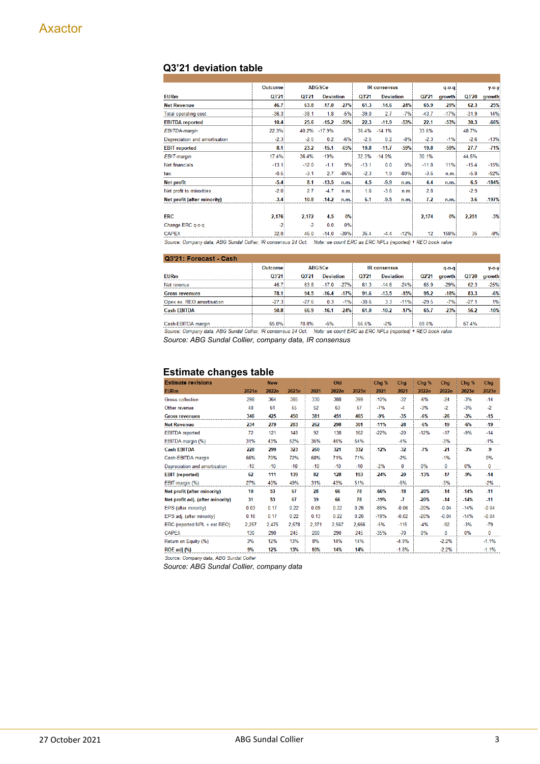## Q3'21 deviation table

| EURm | Outcome Q3'21 | ABGSCe Q3'21 | Deviation | | IR consensus Q3'21 | Deviation | | Q2'21 | q-o-q growth | Q3'20 | y-o-y growth |
|---|---|---|---|---|---|---|---|---|---|---|---|
| **Net Revenue** | 46.7 | 63.8 | -17.0 | -27% | 61.3 | -14.6 | -24% | 65.9 | -29% | 62.3 | -25% |
| Total operating cost | -36.3 | -38.1 | 1.8 | -5% | -39.0 | 2.7 | -7% | -43.7 | -17% | -31.9 | 14% |
| **EBITDA reported** | 10.4 | 25.6 | -15.2 | -59% | 22.3 | -11.9 | -53% | 22.1 | -53% | 30.3 | -66% |
| *EBITDA-margin* | 22.3% | 40.2% | -17.9% | | 36.4% | -14.1% | | 33.6% | | 48.7% | |
| Depreciation and amortisation | -2.3 | -2.5 | 0.2 | -6% | -2.5 | 0.2 | -8% | -2.3 | -1% | -2.6 | -13% |
| **EBIT reported** | 8.1 | 23.2 | -15.1 | -65% | 19.8 | -11.7 | -59% | 19.8 | -59% | 27.7 | -71% |
| *EBIT-margin* | 17.4% | 36.4% | -19% | | 32.3% | -14.9% | | 30.1% | | 44.5% | |
| Net financials | -13.1 | -12.0 | -1.1 | 9% | -13.1 | 0.0 | 0% | -11.8 | 11% | -15.4 | -15% |
| tax | -0.5 | -3.1 | 2.7 | -86% | -2.3 | 1.9 | -80% | -3.6 | n.m. | -5.8 | -92% |
| **Net profit** | -5.4 | 8.1 | -13.5 | n.m. | 4.5 | -9.9 | n.m. | 4.4 | n.m. | 6.5 | -184% |
| Net profit to minorities | -2.0 | 2.7 | -4.7 | n.m. | 1.6 | -3.6 | n.m. | 2.8 | | -2.9 | |
| **Net profit (after minority)** | -3.4 | 10.8 | -14.2 | n.m. | 6.1 | -9.5 | n.m. | 7.2 | n.m. | 3.6 | -197% |
| | | | | | | | | | | | |
| ERC | 2,176 | 2,172 | 4.5 | 0% | | | | 2,174 | 0% | 2,251 | -3% |
| Change ERC q-o-q | -2 | -2 | 0.0 | 0% | | | | | | | |
| CAPEX | 32.0 | 46.0 | -14.0 | -30% | 36.4 | -4.4 | -12% | 12 | 158% | 35 | -8% |

Source: Company data, ABG Sundal Collier, IR consensus 24 Oct. Note: we count ERC as ERC NPLs (reported) + REO book value

### Q3'21: Forecast - Cash

| EURm | Outcome Q3'21 | ABGSCe Q3'21 | Deviation | | IR consensus Q3'21 | Deviation | | Q2'21 | q-o-q growth | Q3'20 | y-o-y growth |
|---|---|---|---|---|---|---|---|---|---|---|---|
| Net revenue | 46.7 | 63.8 | -17.0 | -27% | 61.3 | -14.6 | -24% | 65.9 | -29% | 62.3 | -25% |
| **Gross revenues** | 78.1 | 94.5 | -16.4 | -17% | 91.6 | -13.5 | -15% | 95.2 | -18% | 83.3 | -6% |
| Opex ex. REO amortisation | -27.3 | -27.6 | 0.3 | -1% | -30.6 | 3.3 | -11% | -29.5 | -7% | -27.1 | 1% |
| **Cash EBITDA** | 50.8 | 66.9 | -16.1 | -24% | 61.0 | -10.2 | -17% | 65.7 | -23% | 56.2 | -10% |
| | | | | | | | | | | | |
| Cash-EBITDA margin | 65.0% | 70.8% | -6% | | 66.6% | -2% | | 69.0% | | 67.4% | |

Source: Company data, ABG Sundal Collier, IR consensus 24 Oct. Note: we count ERC as ERC NPLs (reported) + REO book value

*Source: ABG Sundal Collier, company data, IR consensus*

## Estimate changes table

| Estimate revisions EURm | New 2021e | New 2022e | New 2023e | Old 2021 | Old 2022e | Old 2023e | Chg % 2021 | Chg 2021 | Chg % 2022e | Chg 2022e | Chg % 2023e | Chg 2023e |
|---|---|---|---|---|---|---|---|---|---|---|---|---|
| Gross collection | 298 | 364 | 385 | 330 | 388 | 399 | -10% | -32 | -6% | -24 | -3% | -14 |
| Other revenue | 48 | 61 | 65 | 52 | 63 | 67 | -7% | -4 | -3% | -2 | -3% | -2 |
| **Gross revenues** | 346 | 425 | 450 | 381 | 451 | 465 | -9% | -35 | -6% | -26 | -3% | -15 |
| **Net Revenue** | 234 | 279 | 283 | 262 | 298 | 301 | -11% | -28 | -6% | -19 | -6% | -19 |
| EBITDA reported | 72 | 121 | 148 | 92 | 138 | 162 | -22% | -20 | -12% | -17 | -9% | -14 |
| EBITDA-margin (%) | 31% | 43% | 52% | 35% | 46% | 54% | | -4% | | -3% | | -1% |
| **Cash EBITDA** | 228 | 299 | 323 | 260 | 321 | 332 | -12% | -32 | -7% | -21 | -3% | -9 |
| Cash-EBITDA margin | 66% | 70% | 72% | 68% | 71% | 71% | | -2% | | -1% | | 0% |
| Depreciation and amortisation | -10 | -10 | -10 | -10 | -10 | -10 | -2% | 0 | 0% | 0 | 0% | 0 |
| **EBIT (reported)** | 62 | 111 | 139 | 82 | 128 | 153 | -24% | -20 | -13% | -17 | -9% | -14 |
| EBIT-margin (%) | 27% | 40% | 49% | 31% | 43% | 51% | | -5% | | -3% | | -2% |
| **Net profit (after minority)** | 10 | 53 | 67 | 28 | 66 | 78 | -66% | -18 | -20% | -14 | -14% | -11 |
| **Net profit adj. (after minority)** | 31 | 53 | 67 | 39 | 66 | 78 | -19% | -7 | -20% | -14 | -14% | -11 |
| EPS (after minority) | 0.03 | 0.17 | 0.22 | 0.09 | 0.22 | 0.26 | -66% | -0.06 | -20% | -0.04 | -14% | -0.04 |
| EPS adj. (after minority) | 0.10 | 0.17 | 0.22 | 0.13 | 0.22 | 0.26 | -19% | -0.02 | -20% | -0.04 | -14% | -0.04 |
| ERC (reported NPL + est REO) | 2,257 | 2,475 | 2,578 | 2,371 | 2,567 | 2,656 | -5% | -115 | -4% | -92 | -3% | -79 |
| CAPEX | 130 | 290 | 245 | 200 | 290 | 245 | -35% | -70 | 0% | 0 | 0% | 0 |
| Return on Equity (%) | 3% | 12% | 13% | 8% | 14% | 14% | | -4.9% | | -2.2% | | -1.1% |
| ROE adj (%) | 9% | 12% | 13% | 10% | 14% | 14% | | -1.8% | | -2.2% | | -1.1% |

Source: Company data, ABG Sundal Collier

*Source: ABG Sundal Collier, company data*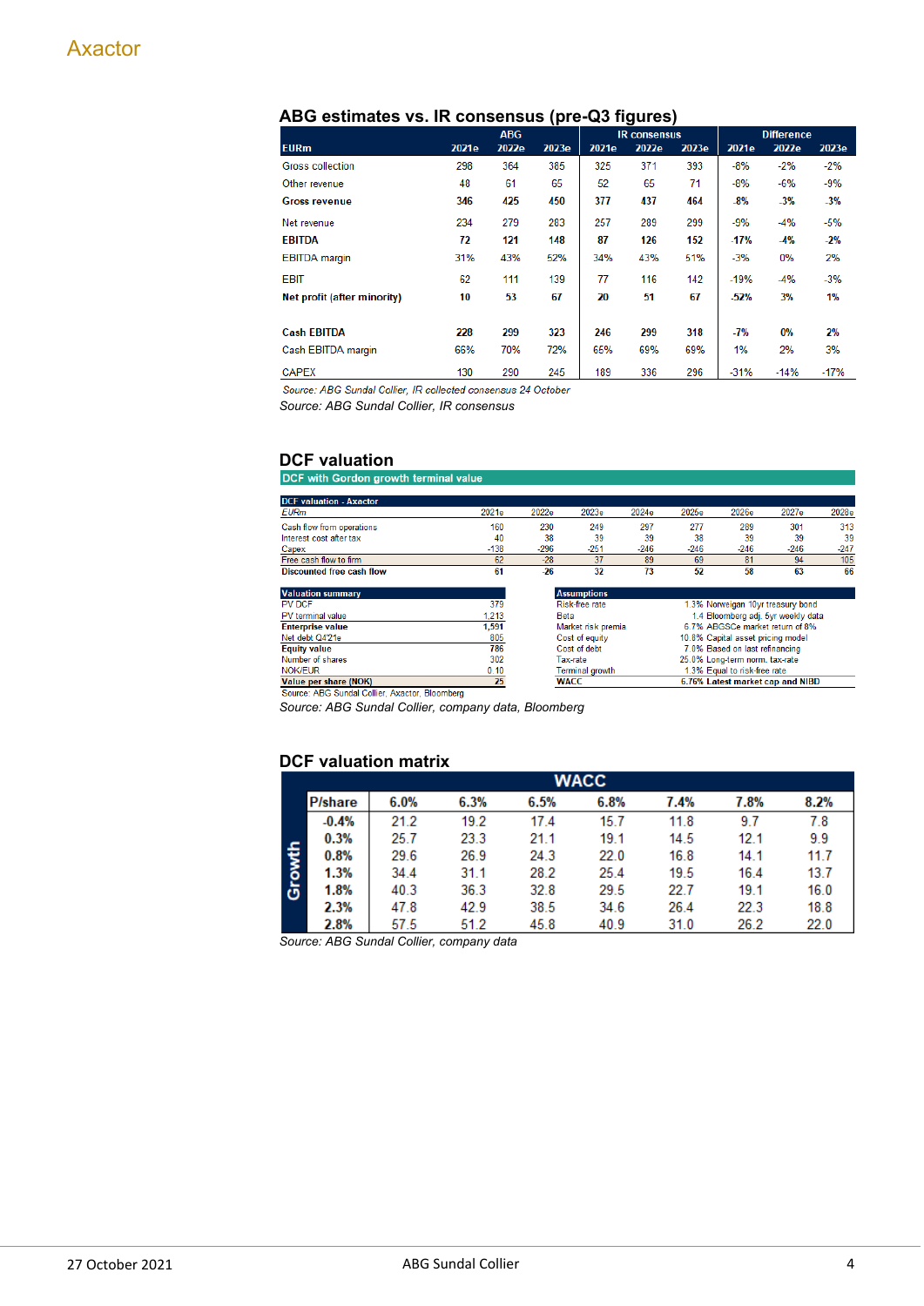## ABG estimates vs. IR consensus (pre-Q3 figures)

| EURm | ABG 2021e | ABG 2022e | ABG 2023e | IR consensus 2021e | IR consensus 2022e | IR consensus 2023e | Difference 2021e | Difference 2022e | Difference 2023e |
|---|---|---|---|---|---|---|---|---|---|
| Gross collection | 298 | 364 | 385 | 325 | 371 | 393 | -8% | -2% | -2% |
| Other revenue | 48 | 61 | 65 | 52 | 65 | 71 | -8% | -6% | -9% |
| **Gross revenue** | **346** | **425** | **450** | **377** | **437** | **464** | **-8%** | **-3%** | **-3%** |
| Net revenue | 234 | 279 | 283 | 257 | 289 | 299 | -9% | -4% | -5% |
| **EBITDA** | **72** | **121** | **148** | **87** | **126** | **152** | **-17%** | **-4%** | **-2%** |
| EBITDA margin | 31% | 43% | 52% | 34% | 43% | 51% | -3% | 0% | 2% |
| EBIT | 62 | 111 | 139 | 77 | 116 | 142 | -19% | -4% | -3% |
| **Net profit (after minority)** | **10** | **53** | **67** | **20** | **51** | **67** | **-52%** | **3%** | **1%** |
| **Cash EBITDA** | **228** | **299** | **323** | **246** | **299** | **318** | **-7%** | **0%** | **2%** |
| Cash EBITDA margin | 66% | 70% | 72% | 65% | 69% | 69% | 1% | 2% | 3% |
| CAPEX | 130 | 290 | 245 | 189 | 336 | 296 | -31% | -14% | -17% |

*Source: ABG Sundal Collier, IR collected consensus 24 October*

*Source: ABG Sundal Collier, IR consensus*

## DCF valuation

**DCF with Gordon growth terminal value**

| DCF valuation - Axactor EURm | 2021e | 2022e | 2023e | 2024e | 2025e | 2026e | 2027e | 2028e |
|---|---|---|---|---|---|---|---|---|
| Cash flow from operations | 160 | 230 | 249 | 297 | 277 | 289 | 301 | 313 |
| Interest cost after tax | 40 | 38 | 39 | 39 | 38 | 39 | 39 | 39 |
| Capex | -138 | -296 | -251 | -246 | -246 | -246 | -246 | -247 |
| Free cash flow to firm | 62 | -28 | 37 | 89 | 69 | 81 | 94 | 105 |
| **Discounted free cash flow** | **61** | **-26** | **32** | **73** | **52** | **58** | **63** | **66** |

| Valuation summary | |
|---|---|
| PV DCF | 379 |
| PV terminal value | 1,213 |
| **Enterprise value** | **1,591** |
| Net debt Q4'21e | 805 |
| **Equity value** | **786** |
| Number of shares | 302 |
| NOK/EUR | 0.10 |
| **Value per share (NOK)** | **25** |

| Assumptions | | |
|---|---|---|
| Risk-free rate | 1.3% | Norwegian 10yr treasury bond |
| Beta | 1.4 | Bloomberg adj. 5yr weekly data |
| Market risk premia | 6.7% | ABGSCe market return of 8% |
| Cost of equity | 10.8% | Capital asset pricing model |
| Cost of debt | 7.0% | Based on last refinancing |
| Tax-rate | 25.0% | Long-term norm. tax-rate |
| Terminal growth | 1.3% | Equal to risk-free rate |
| **WACC** | **6.76%** | **Latest market cap and NIBD** |

Source: ABG Sundal Collier, Axactor, Bloomberg

*Source: ABG Sundal Collier, company data, Bloomberg*

## DCF valuation matrix

| Growth \ WACC (P/share) | 6.0% | 6.3% | 6.5% | 6.8% | 7.4% | 7.8% | 8.2% |
|---|---|---|---|---|---|---|---|
| -0.4% | 21.2 | 19.2 | 17.4 | 15.7 | 11.8 | 9.7 | 7.8 |
| 0.3% | 25.7 | 23.3 | 21.1 | 19.1 | 14.5 | 12.1 | 9.9 |
| 0.8% | 29.6 | 26.9 | 24.3 | 22.0 | 16.8 | 14.1 | 11.7 |
| 1.3% | 34.4 | 31.1 | 28.2 | 25.4 | 19.5 | 16.4 | 13.7 |
| 1.8% | 40.3 | 36.3 | 32.8 | 29.5 | 22.7 | 19.1 | 16.0 |
| 2.3% | 47.8 | 42.9 | 38.5 | 34.6 | 26.4 | 22.3 | 18.8 |
| 2.8% | 57.5 | 51.2 | 45.8 | 40.9 | 31.0 | 26.2 | 22.0 |

*Source: ABG Sundal Collier, company data*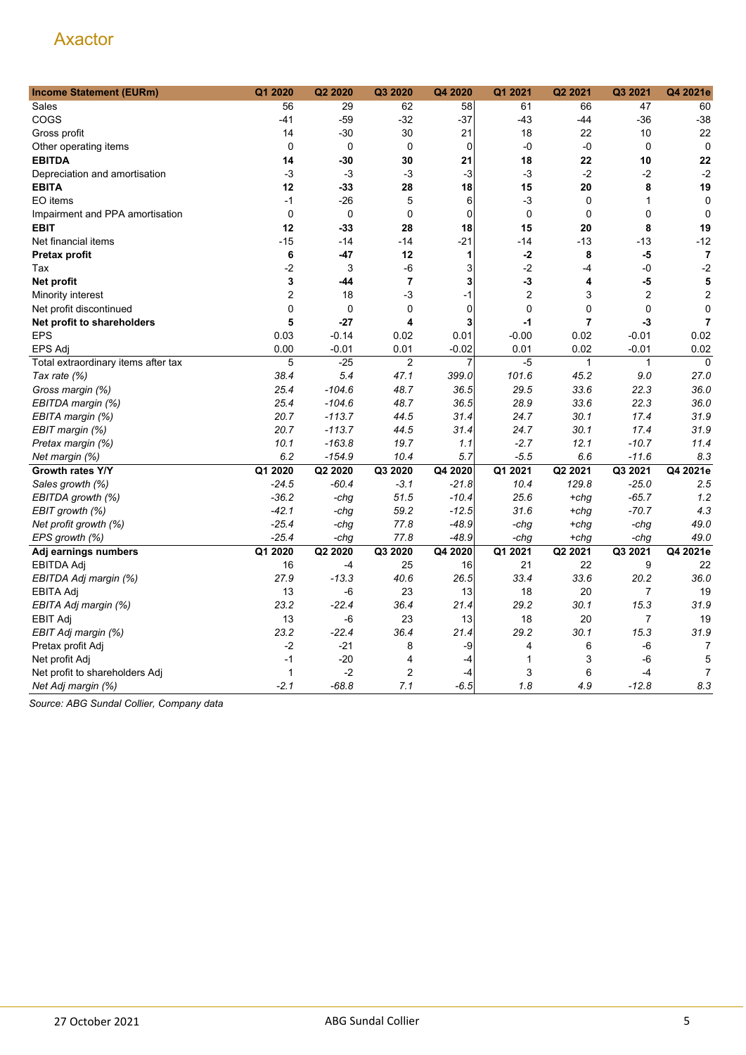| Income Statement (EURm) | Q1 2020 | Q2 2020 | Q3 2020 | Q4 2020 | Q1 2021 | Q2 2021 | Q3 2021 | Q4 2021e |
|---|---|---|---|---|---|---|---|---|
| Sales | 56 | 29 | 62 | 58 | 61 | 66 | 47 | 60 |
| COGS | -41 | -59 | -32 | -37 | -43 | -44 | -36 | -38 |
| Gross profit | 14 | -30 | 30 | 21 | 18 | 22 | 10 | 22 |
| Other operating items | 0 | 0 | 0 | 0 | -0 | -0 | 0 | 0 |
| **EBITDA** | **14** | **-30** | **30** | **21** | **18** | **22** | **10** | **22** |
| Depreciation and amortisation | -3 | -3 | -3 | -3 | -3 | -2 | -2 | -2 |
| **EBITA** | **12** | **-33** | **28** | **18** | **15** | **20** | **8** | **19** |
| EO items | -1 | -26 | 5 | 6 | -3 | 0 | 1 | 0 |
| Impairment and PPA amortisation | 0 | 0 | 0 | 0 | 0 | 0 | 0 | 0 |
| **EBIT** | **12** | **-33** | **28** | **18** | **15** | **20** | **8** | **19** |
| Net financial items | -15 | -14 | -14 | -21 | -14 | -13 | -13 | -12 |
| **Pretax profit** | **6** | **-47** | **12** | **1** | **-2** | **8** | **-5** | **7** |
| Tax | -2 | 3 | -6 | 3 | -2 | -4 | -0 | -2 |
| **Net profit** | **3** | **-44** | **7** | **3** | **-3** | **4** | **-5** | **5** |
| Minority interest | 2 | 18 | -3 | -1 | 2 | 3 | 2 | 2 |
| Net profit discontinued | 0 | 0 | 0 | 0 | 0 | 0 | 0 | 0 |
| **Net profit to shareholders** | **5** | **-27** | **4** | **3** | **-1** | **7** | **-3** | **7** |
| EPS | 0.03 | -0.14 | 0.02 | 0.01 | -0.00 | 0.02 | -0.01 | 0.02 |
| EPS Adj | 0.00 | -0.01 | 0.01 | -0.02 | 0.01 | 0.02 | -0.01 | 0.02 |
| Total extraordinary items after tax | 5 | -25 | 2 | 7 | -5 | 1 | 1 | 0 |
| *Tax rate (%)* | *38.4* | *5.4* | *47.1* | *399.0* | *101.6* | *45.2* | *9.0* | *27.0* |
| *Gross margin (%)* | *25.4* | *-104.6* | *48.7* | *36.5* | *29.5* | *33.6* | *22.3* | *36.0* |
| *EBITDA margin (%)* | *25.4* | *-104.6* | *48.7* | *36.5* | *28.9* | *33.6* | *22.3* | *36.0* |
| *EBITA margin (%)* | *20.7* | *-113.7* | *44.5* | *31.4* | *24.7* | *30.1* | *17.4* | *31.9* |
| *EBIT margin (%)* | *20.7* | *-113.7* | *44.5* | *31.4* | *24.7* | *30.1* | *17.4* | *31.9* |
| *Pretax margin (%)* | *10.1* | *-163.8* | *19.7* | *1.1* | *-2.7* | *12.1* | *-10.7* | *11.4* |
| *Net margin (%)* | *6.2* | *-154.9* | *10.4* | *5.7* | *-5.5* | *6.6* | *-11.6* | *8.3* |
| **Growth rates Y/Y** | **Q1 2020** | **Q2 2020** | **Q3 2020** | **Q4 2020** | **Q1 2021** | **Q2 2021** | **Q3 2021** | **Q4 2021e** |
| *Sales growth (%)* | *-24.5* | *-60.4* | *-3.1* | *-21.8* | *10.4* | *129.8* | *-25.0* | *2.5* |
| *EBITDA growth (%)* | *-36.2* | *-chg* | *51.5* | *-10.4* | *25.6* | *+chg* | *-65.7* | *1.2* |
| *EBIT growth (%)* | *-42.1* | *-chg* | *59.2* | *-12.5* | *31.6* | *+chg* | *-70.7* | *4.3* |
| *Net profit growth (%)* | *-25.4* | *-chg* | *77.8* | *-48.9* | *-chg* | *+chg* | *-chg* | *49.0* |
| *EPS growth (%)* | *-25.4* | *-chg* | *77.8* | *-48.9* | *-chg* | *+chg* | *-chg* | *49.0* |
| **Adj earnings numbers** | **Q1 2020** | **Q2 2020** | **Q3 2020** | **Q4 2020** | **Q1 2021** | **Q2 2021** | **Q3 2021** | **Q4 2021e** |
| EBITDA Adj | 16 | -4 | 25 | 16 | 21 | 22 | 9 | 22 |
| *EBITDA Adj margin (%)* | *27.9* | *-13.3* | *40.6* | *26.5* | *33.4* | *33.6* | *20.2* | *36.0* |
| EBITA Adj | 13 | -6 | 23 | 13 | 18 | 20 | 7 | 19 |
| *EBITA Adj margin (%)* | *23.2* | *-22.4* | *36.4* | *21.4* | *29.2* | *30.1* | *15.3* | *31.9* |
| EBIT Adj | 13 | -6 | 23 | 13 | 18 | 20 | 7 | 19 |
| *EBIT Adj margin (%)* | *23.2* | *-22.4* | *36.4* | *21.4* | *29.2* | *30.1* | *15.3* | *31.9* |
| Pretax profit Adj | -2 | -21 | 8 | -9 | 4 | 6 | -6 | 7 |
| Net profit Adj | -1 | -20 | 4 | -4 | 1 | 3 | -6 | 5 |
| Net profit to shareholders Adj | 1 | -2 | 2 | -4 | 3 | 6 | -4 | 7 |
| *Net Adj margin (%)* | *-2.1* | *-68.8* | *7.1* | *-6.5* | *1.8* | *4.9* | *-12.8* | *8.3* |

*Source: ABG Sundal Collier, Company data*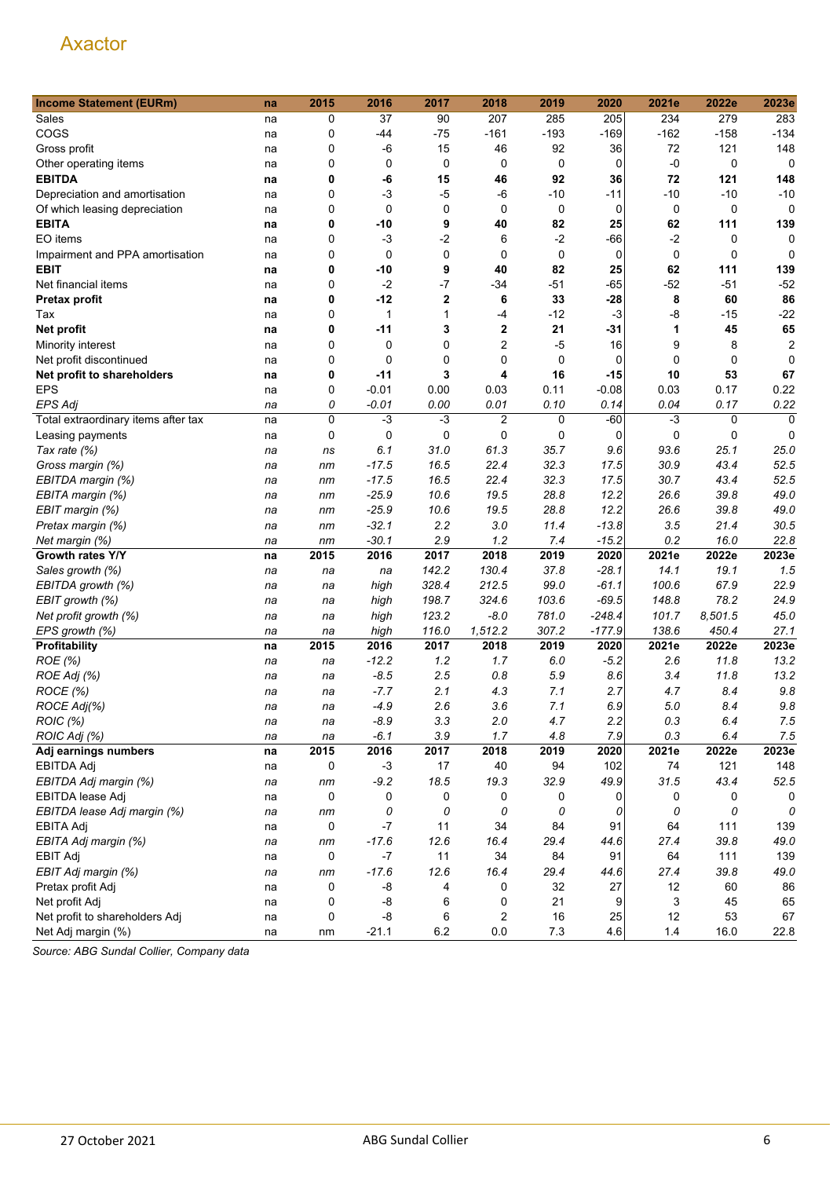# Axactor

| Income Statement (EURm) | na | 2015 | 2016 | 2017 | 2018 | 2019 | 2020 | 2021e | 2022e | 2023e |
|---|---|---|---|---|---|---|---|---|---|---|
| Sales | na | 0 | 37 | 90 | 207 | 285 | 205 | 234 | 279 | 283 |
| COGS | na | 0 | -44 | -75 | -161 | -193 | -169 | -162 | -158 | -134 |
| Gross profit | na | 0 | -6 | 15 | 46 | 92 | 36 | 72 | 121 | 148 |
| Other operating items | na | 0 | 0 | 0 | 0 | 0 | 0 | -0 | 0 | 0 |
| **EBITDA** | **na** | **0** | **-6** | **15** | **46** | **92** | **36** | **72** | **121** | **148** |
| Depreciation and amortisation | na | 0 | -3 | -5 | -6 | -10 | -11 | -10 | -10 | -10 |
| Of which leasing depreciation | na | 0 | 0 | 0 | 0 | 0 | 0 | 0 | 0 | 0 |
| **EBITA** | **na** | **0** | **-10** | **9** | **40** | **82** | **25** | **62** | **111** | **139** |
| EO items | na | 0 | -3 | -2 | 6 | -2 | -66 | -2 | 0 | 0 |
| Impairment and PPA amortisation | na | 0 | 0 | 0 | 0 | 0 | 0 | 0 | 0 | 0 |
| **EBIT** | **na** | **0** | **-10** | **9** | **40** | **82** | **25** | **62** | **111** | **139** |
| Net financial items | na | 0 | -2 | -7 | -34 | -51 | -65 | -52 | -51 | -52 |
| **Pretax profit** | **na** | **0** | **-12** | **2** | **6** | **33** | **-28** | **8** | **60** | **86** |
| Tax | na | 0 | 1 | 1 | -4 | -12 | -3 | -8 | -15 | -22 |
| **Net profit** | **na** | **0** | **-11** | **3** | **2** | **21** | **-31** | **1** | **45** | **65** |
| Minority interest | na | 0 | 0 | 0 | 2 | -5 | 16 | 9 | 8 | 2 |
| Net profit discontinued | na | 0 | 0 | 0 | 0 | 0 | 0 | 0 | 0 | 0 |
| **Net profit to shareholders** | **na** | **0** | **-11** | **3** | **4** | **16** | **-15** | **10** | **53** | **67** |
| EPS | na | 0 | -0.01 | 0.00 | 0.03 | 0.11 | -0.08 | 0.03 | 0.17 | 0.22 |
| *EPS Adj* | *na* | *0* | *-0.01* | *0.00* | *0.01* | *0.10* | *0.14* | *0.04* | *0.17* | *0.22* |
| Total extraordinary items after tax | na | 0 | -3 | -3 | 2 | 0 | -60 | -3 | 0 | 0 |
| Leasing payments | na | 0 | 0 | 0 | 0 | 0 | 0 | 0 | 0 | 0 |
| *Tax rate (%)* | *na* | *ns* | *6.1* | *31.0* | *61.3* | *35.7* | *9.6* | *93.6* | *25.1* | *25.0* |
| *Gross margin (%)* | *na* | *nm* | *-17.5* | *16.5* | *22.4* | *32.3* | *17.5* | *30.9* | *43.4* | *52.5* |
| *EBITDA margin (%)* | *na* | *nm* | *-17.5* | *16.5* | *22.4* | *32.3* | *17.5* | *30.7* | *43.4* | *52.5* |
| *EBITA margin (%)* | *na* | *nm* | *-25.9* | *10.6* | *19.5* | *28.8* | *12.2* | *26.6* | *39.8* | *49.0* |
| *EBIT margin (%)* | *na* | *nm* | *-25.9* | *10.6* | *19.5* | *28.8* | *12.2* | *26.6* | *39.8* | *49.0* |
| *Pretax margin (%)* | *na* | *nm* | *-32.1* | *2.2* | *3.0* | *11.4* | *-13.8* | *3.5* | *21.4* | *30.5* |
| *Net margin (%)* | *na* | *nm* | *-30.1* | *2.9* | *1.2* | *7.4* | *-15.2* | *0.2* | *16.0* | *22.8* |
| **Growth rates Y/Y** | **na** | **2015** | **2016** | **2017** | **2018** | **2019** | **2020** | **2021e** | **2022e** | **2023e** |
| *Sales growth (%)* | *na* | *na* | *na* | *142.2* | *130.4* | *37.8* | *-28.1* | *14.1* | *19.1* | *1.5* |
| *EBITDA growth (%)* | *na* | *na* | *high* | *328.4* | *212.5* | *99.0* | *-61.1* | *100.6* | *67.9* | *22.9* |
| *EBIT growth (%)* | *na* | *na* | *high* | *198.7* | *324.6* | *103.6* | *-69.5* | *148.8* | *78.2* | *24.9* |
| *Net profit growth (%)* | *na* | *na* | *high* | *123.2* | *-8.0* | *781.0* | *-248.4* | *101.7* | *8,501.5* | *45.0* |
| *EPS growth (%)* | *na* | *na* | *high* | *116.0* | *1,512.2* | *307.2* | *-177.9* | *138.6* | *450.4* | *27.1* |
| **Profitability** | **na** | **2015** | **2016** | **2017** | **2018** | **2019** | **2020** | **2021e** | **2022e** | **2023e** |
| *ROE (%)* | *na* | *na* | *-12.2* | *1.2* | *1.7* | *6.0* | *-5.2* | *2.6* | *11.8* | *13.2* |
| *ROE Adj (%)* | *na* | *na* | *-8.5* | *2.5* | *0.8* | *5.9* | *8.6* | *3.4* | *11.8* | *13.2* |
| *ROCE (%)* | *na* | *na* | *-7.7* | *2.1* | *4.3* | *7.1* | *2.7* | *4.7* | *8.4* | *9.8* |
| *ROCE Adj(%)* | *na* | *na* | *-4.9* | *2.6* | *3.6* | *7.1* | *6.9* | *5.0* | *8.4* | *9.8* |
| *ROIC (%)* | *na* | *na* | *-8.9* | *3.3* | *2.0* | *4.7* | *2.2* | *0.3* | *6.4* | *7.5* |
| *ROIC Adj (%)* | *na* | *na* | *-6.1* | *3.9* | *1.7* | *4.8* | *7.9* | *0.3* | *6.4* | *7.5* |
| **Adj earnings numbers** | **na** | **2015** | **2016** | **2017** | **2018** | **2019** | **2020** | **2021e** | **2022e** | **2023e** |
| EBITDA Adj | na | 0 | -3 | 17 | 40 | 94 | 102 | 74 | 121 | 148 |
| *EBITDA Adj margin (%)* | *na* | *nm* | *-9.2* | *18.5* | *19.3* | *32.9* | *49.9* | *31.5* | *43.4* | *52.5* |
| EBITDA lease Adj | na | 0 | 0 | 0 | 0 | 0 | 0 | 0 | 0 | 0 |
| *EBITDA lease Adj margin (%)* | *na* | *nm* | *0* | *0* | *0* | *0* | *0* | *0* | *0* | *0* |
| EBITA Adj | na | 0 | -7 | 11 | 34 | 84 | 91 | 64 | 111 | 139 |
| *EBITA Adj margin (%)* | *na* | *nm* | *-17.6* | *12.6* | *16.4* | *29.4* | *44.6* | *27.4* | *39.8* | *49.0* |
| EBIT Adj | na | 0 | -7 | 11 | 34 | 84 | 91 | 64 | 111 | 139 |
| *EBIT Adj margin (%)* | *na* | *nm* | *-17.6* | *12.6* | *16.4* | *29.4* | *44.6* | *27.4* | *39.8* | *49.0* |
| Pretax profit Adj | na | 0 | -8 | 4 | 0 | 32 | 27 | 12 | 60 | 86 |
| Net profit Adj | na | 0 | -8 | 6 | 0 | 21 | 9 | 3 | 45 | 65 |
| Net profit to shareholders Adj | na | 0 | -8 | 6 | 2 | 16 | 25 | 12 | 53 | 67 |
| Net Adj margin (%) | na | nm | -21.1 | 6.2 | 0.0 | 7.3 | 4.6 | 1.4 | 16.0 | 22.8 |

*Source: ABG Sundal Collier, Company data*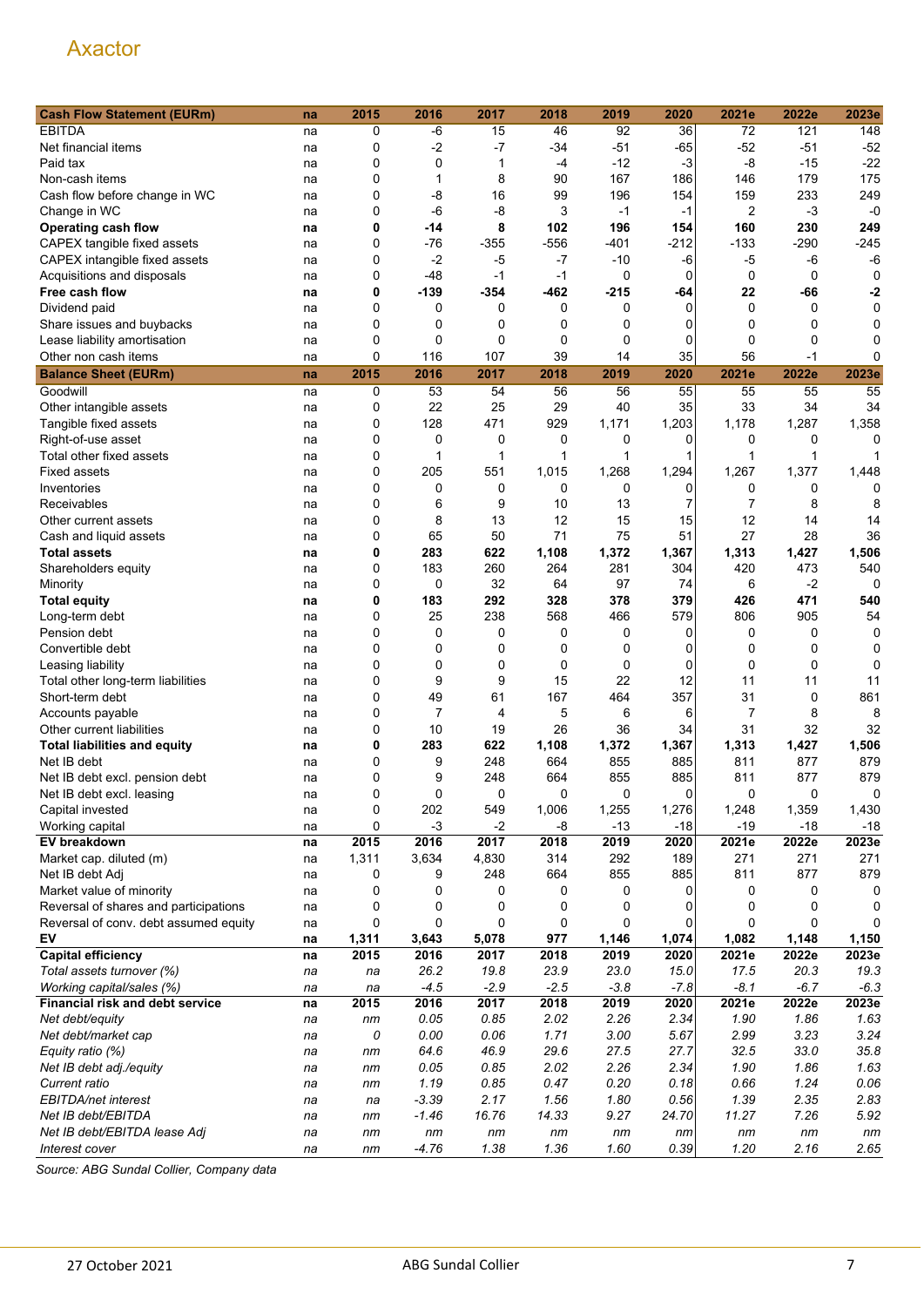Axactor

| Cash Flow Statement (EURm) | na | 2015 | 2016 | 2017 | 2018 | 2019 | 2020 | 2021e | 2022e | 2023e |
|---|---|---|---|---|---|---|---|---|---|---|
| EBITDA | na | 0 | -6 | 15 | 46 | 92 | 36 | 72 | 121 | 148 |
| Net financial items | na | 0 | -2 | -7 | -34 | -51 | -65 | -52 | -51 | -52 |
| Paid tax | na | 0 | 0 | 1 | -4 | -12 | -3 | -8 | -15 | -22 |
| Non-cash items | na | 0 | 1 | 8 | 90 | 167 | 186 | 146 | 179 | 175 |
| Cash flow before change in WC | na | 0 | -8 | 16 | 99 | 196 | 154 | 159 | 233 | 249 |
| Change in WC | na | 0 | -6 | -8 | 3 | -1 | -1 | 2 | -3 | -0 |
| **Operating cash flow** | **na** | **0** | **-14** | **8** | **102** | **196** | **154** | **160** | **230** | **249** |
| CAPEX tangible fixed assets | na | 0 | -76 | -355 | -556 | -401 | -212 | -133 | -290 | -245 |
| CAPEX intangible fixed assets | na | 0 | -2 | -5 | -7 | -10 | -6 | -5 | -6 | -6 |
| Acquisitions and disposals | na | 0 | -48 | -1 | -1 | 0 | 0 | 0 | 0 | 0 |
| **Free cash flow** | **na** | **0** | **-139** | **-354** | **-462** | **-215** | **-64** | **22** | **-66** | **-2** |
| Dividend paid | na | 0 | 0 | 0 | 0 | 0 | 0 | 0 | 0 | 0 |
| Share issues and buybacks | na | 0 | 0 | 0 | 0 | 0 | 0 | 0 | 0 | 0 |
| Lease liability amortisation | na | 0 | 0 | 0 | 0 | 0 | 0 | 0 | 0 | 0 |
| Other non cash items | na | 0 | 116 | 107 | 39 | 14 | 35 | 56 | -1 | 0 |
| **Balance Sheet (EURm)** | **na** | **2015** | **2016** | **2017** | **2018** | **2019** | **2020** | **2021e** | **2022e** | **2023e** |
| Goodwill | na | 0 | 53 | 54 | 56 | 56 | 55 | 55 | 55 | 55 |
| Other intangible assets | na | 0 | 22 | 25 | 29 | 40 | 35 | 33 | 34 | 34 |
| Tangible fixed assets | na | 0 | 128 | 471 | 929 | 1,171 | 1,203 | 1,178 | 1,287 | 1,358 |
| Right-of-use asset | na | 0 | 0 | 0 | 0 | 0 | 0 | 0 | 0 | 0 |
| Total other fixed assets | na | 0 | 1 | 1 | 1 | 1 | 1 | 1 | 1 | 1 |
| Fixed assets | na | 0 | 205 | 551 | 1,015 | 1,268 | 1,294 | 1,267 | 1,377 | 1,448 |
| Inventories | na | 0 | 0 | 0 | 0 | 0 | 0 | 0 | 0 | 0 |
| Receivables | na | 0 | 6 | 9 | 10 | 13 | 7 | 7 | 8 | 8 |
| Other current assets | na | 0 | 8 | 13 | 12 | 15 | 15 | 12 | 14 | 14 |
| Cash and liquid assets | na | 0 | 65 | 50 | 71 | 75 | 51 | 27 | 28 | 36 |
| **Total assets** | **na** | **0** | **283** | **622** | **1,108** | **1,372** | **1,367** | **1,313** | **1,427** | **1,506** |
| Shareholders equity | na | 0 | 183 | 260 | 264 | 281 | 304 | 420 | 473 | 540 |
| Minority | na | 0 | 0 | 32 | 64 | 97 | 74 | 6 | -2 | 0 |
| **Total equity** | **na** | **0** | **183** | **292** | **328** | **378** | **379** | **426** | **471** | **540** |
| Long-term debt | na | 0 | 25 | 238 | 568 | 466 | 579 | 806 | 905 | 54 |
| Pension debt | na | 0 | 0 | 0 | 0 | 0 | 0 | 0 | 0 | 0 |
| Convertible debt | na | 0 | 0 | 0 | 0 | 0 | 0 | 0 | 0 | 0 |
| Leasing liability | na | 0 | 0 | 0 | 0 | 0 | 0 | 0 | 0 | 0 |
| Total other long-term liabilities | na | 0 | 9 | 9 | 15 | 22 | 12 | 11 | 11 | 11 |
| Short-term debt | na | 0 | 49 | 61 | 167 | 464 | 357 | 31 | 0 | 861 |
| Accounts payable | na | 0 | 7 | 4 | 5 | 6 | 6 | 7 | 8 | 8 |
| Other current liabilities | na | 0 | 10 | 19 | 26 | 36 | 34 | 31 | 32 | 32 |
| **Total liabilities and equity** | **na** | **0** | **283** | **622** | **1,108** | **1,372** | **1,367** | **1,313** | **1,427** | **1,506** |
| Net IB debt | na | 0 | 9 | 248 | 664 | 855 | 885 | 811 | 877 | 879 |
| Net IB debt excl. pension debt | na | 0 | 9 | 248 | 664 | 855 | 885 | 811 | 877 | 879 |
| Net IB debt excl. leasing | na | 0 | 0 | 0 | 0 | 0 | 0 | 0 | 0 | 0 |
| Capital invested | na | 0 | 202 | 549 | 1,006 | 1,255 | 1,276 | 1,248 | 1,359 | 1,430 |
| Working capital | na | 0 | -3 | -2 | -8 | -13 | -18 | -19 | -18 | -18 |
| **EV breakdown** | **na** | **2015** | **2016** | **2017** | **2018** | **2019** | **2020** | **2021e** | **2022e** | **2023e** |
| Market cap. diluted (m) | na | 1,311 | 3,634 | 4,830 | 314 | 292 | 189 | 271 | 271 | 271 |
| Net IB debt Adj | na | 0 | 9 | 248 | 664 | 855 | 885 | 811 | 877 | 879 |
| Market value of minority | na | 0 | 0 | 0 | 0 | 0 | 0 | 0 | 0 | 0 |
| Reversal of shares and participations | na | 0 | 0 | 0 | 0 | 0 | 0 | 0 | 0 | 0 |
| Reversal of conv. debt assumed equity | na | 0 | 0 | 0 | 0 | 0 | 0 | 0 | 0 | 0 |
| **EV** | **na** | **1,311** | **3,643** | **5,078** | **977** | **1,146** | **1,074** | **1,082** | **1,148** | **1,150** |
| **Capital efficiency** | **na** | **2015** | **2016** | **2017** | **2018** | **2019** | **2020** | **2021e** | **2022e** | **2023e** |
| *Total assets turnover (%)* | *na* | *na* | *26.2* | *19.8* | *23.9* | *23.0* | *15.0* | *17.5* | *20.3* | *19.3* |
| *Working capital/sales (%)* | *na* | *na* | *-4.5* | *-2.9* | *-2.5* | *-3.8* | *-7.8* | *-8.1* | *-6.7* | *-6.3* |
| **Financial risk and debt service** | **na** | **2015** | **2016** | **2017** | **2018** | **2019** | **2020** | **2021e** | **2022e** | **2023e** |
| *Net debt/equity* | *na* | *nm* | *0.05* | *0.85* | *2.02* | *2.26* | *2.34* | *1.90* | *1.86* | *1.63* |
| *Net debt/market cap* | *na* | *0* | *0.00* | *0.06* | *1.71* | *3.00* | *5.67* | *2.99* | *3.23* | *3.24* |
| *Equity ratio (%)* | *na* | *nm* | *64.6* | *46.9* | *29.6* | *27.5* | *27.7* | *32.5* | *33.0* | *35.8* |
| *Net IB debt adj./equity* | *na* | *nm* | *0.05* | *0.85* | *2.02* | *2.26* | *2.34* | *1.90* | *1.86* | *1.63* |
| *Current ratio* | *na* | *nm* | *1.19* | *0.85* | *0.47* | *0.20* | *0.18* | *0.66* | *1.24* | *0.06* |
| *EBITDA/net interest* | *na* | *na* | *-3.39* | *2.17* | *1.56* | *1.80* | *0.56* | *1.39* | *2.35* | *2.83* |
| *Net IB debt/EBITDA* | *na* | *nm* | *-1.46* | *16.76* | *14.33* | *9.27* | *24.70* | *11.27* | *7.26* | *5.92* |
| *Net IB debt/EBITDA lease Adj* | *na* | *nm* | *nm* | *nm* | *nm* | *nm* | *nm* | *nm* | *nm* | *nm* |
| *Interest cover* | *na* | *nm* | *-4.76* | *1.38* | *1.36* | *1.60* | *0.39* | *1.20* | *2.16* | *2.65* |

*Source: ABG Sundal Collier, Company data*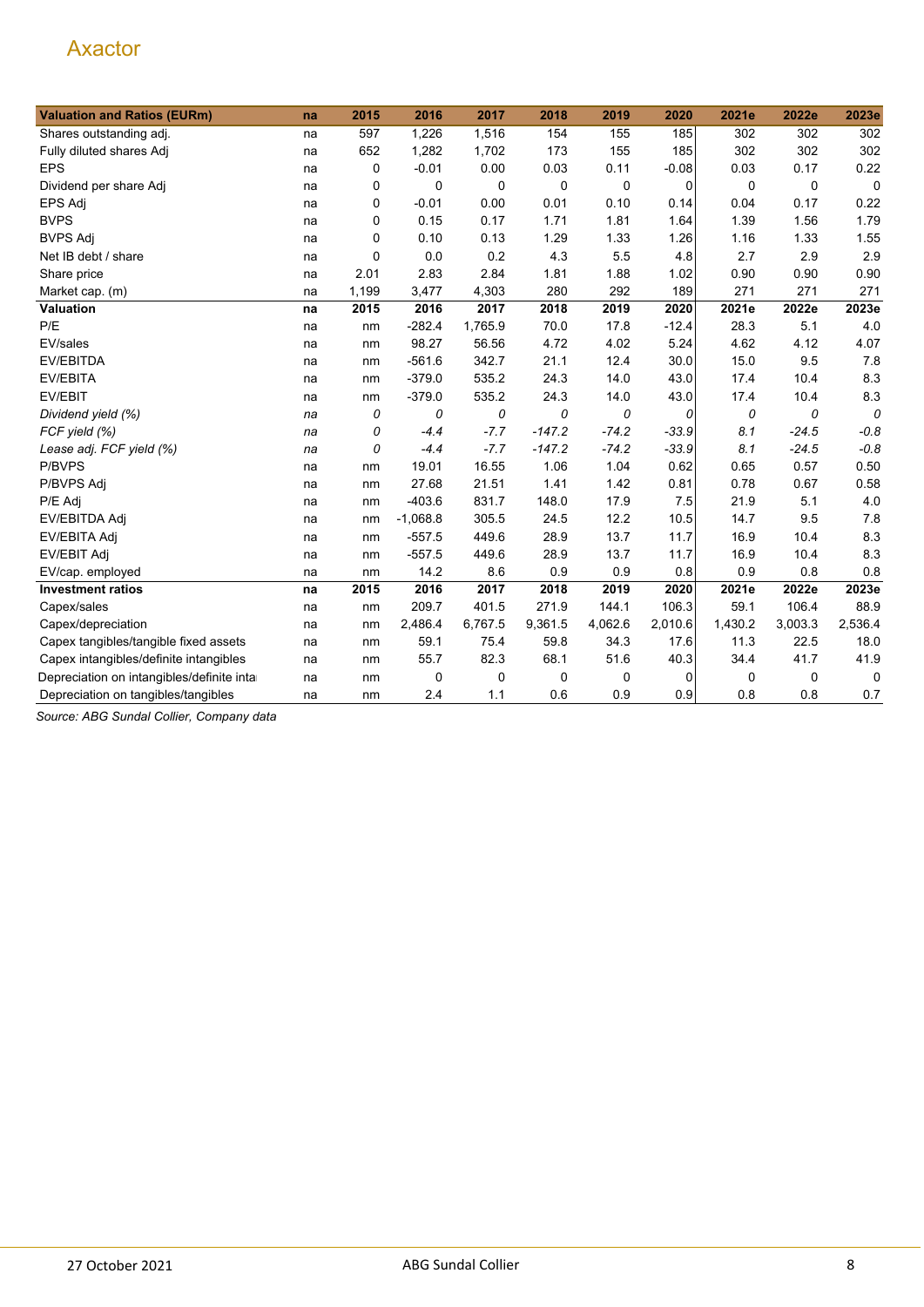Axactor

| Valuation and Ratios (EURm) | na | 2015 | 2016 | 2017 | 2018 | 2019 | 2020 | 2021e | 2022e | 2023e |
|---|---|---|---|---|---|---|---|---|---|---|
| Shares outstanding adj. | na | 597 | 1,226 | 1,516 | 154 | 155 | 185 | 302 | 302 | 302 |
| Fully diluted shares Adj | na | 652 | 1,282 | 1,702 | 173 | 155 | 185 | 302 | 302 | 302 |
| EPS | na | 0 | -0.01 | 0.00 | 0.03 | 0.11 | -0.08 | 0.03 | 0.17 | 0.22 |
| Dividend per share Adj | na | 0 | 0 | 0 | 0 | 0 | 0 | 0 | 0 | 0 |
| EPS Adj | na | 0 | -0.01 | 0.00 | 0.01 | 0.10 | 0.14 | 0.04 | 0.17 | 0.22 |
| BVPS | na | 0 | 0.15 | 0.17 | 1.71 | 1.81 | 1.64 | 1.39 | 1.56 | 1.79 |
| BVPS Adj | na | 0 | 0.10 | 0.13 | 1.29 | 1.33 | 1.26 | 1.16 | 1.33 | 1.55 |
| Net IB debt / share | na | 0 | 0.0 | 0.2 | 4.3 | 5.5 | 4.8 | 2.7 | 2.9 | 2.9 |
| Share price | na | 2.01 | 2.83 | 2.84 | 1.81 | 1.88 | 1.02 | 0.90 | 0.90 | 0.90 |
| Market cap. (m) | na | 1,199 | 3,477 | 4,303 | 280 | 292 | 189 | 271 | 271 | 271 |
| **Valuation** | **na** | **2015** | **2016** | **2017** | **2018** | **2019** | **2020** | **2021e** | **2022e** | **2023e** |
| P/E | na | nm | -282.4 | 1,765.9 | 70.0 | 17.8 | -12.4 | 28.3 | 5.1 | 4.0 |
| EV/sales | na | nm | 98.27 | 56.56 | 4.72 | 4.02 | 5.24 | 4.62 | 4.12 | 4.07 |
| EV/EBITDA | na | nm | -561.6 | 342.7 | 21.1 | 12.4 | 30.0 | 15.0 | 9.5 | 7.8 |
| EV/EBITA | na | nm | -379.0 | 535.2 | 24.3 | 14.0 | 43.0 | 17.4 | 10.4 | 8.3 |
| EV/EBIT | na | nm | -379.0 | 535.2 | 24.3 | 14.0 | 43.0 | 17.4 | 10.4 | 8.3 |
| *Dividend yield (%)* | *na* | *0* | *0* | *0* | *0* | *0* | *0* | *0* | *0* | *0* |
| *FCF yield (%)* | *na* | *0* | *-4.4* | *-7.7* | *-147.2* | *-74.2* | *-33.9* | *8.1* | *-24.5* | *-0.8* |
| *Lease adj. FCF yield (%)* | *na* | *0* | *-4.4* | *-7.7* | *-147.2* | *-74.2* | *-33.9* | *8.1* | *-24.5* | *-0.8* |
| P/BVPS | na | nm | 19.01 | 16.55 | 1.06 | 1.04 | 0.62 | 0.65 | 0.57 | 0.50 |
| P/BVPS Adj | na | nm | 27.68 | 21.51 | 1.41 | 1.42 | 0.81 | 0.78 | 0.67 | 0.58 |
| P/E Adj | na | nm | -403.6 | 831.7 | 148.0 | 17.9 | 7.5 | 21.9 | 5.1 | 4.0 |
| EV/EBITDA Adj | na | nm | -1,068.8 | 305.5 | 24.5 | 12.2 | 10.5 | 14.7 | 9.5 | 7.8 |
| EV/EBITA Adj | na | nm | -557.5 | 449.6 | 28.9 | 13.7 | 11.7 | 16.9 | 10.4 | 8.3 |
| EV/EBIT Adj | na | nm | -557.5 | 449.6 | 28.9 | 13.7 | 11.7 | 16.9 | 10.4 | 8.3 |
| EV/cap. employed | na | nm | 14.2 | 8.6 | 0.9 | 0.9 | 0.8 | 0.9 | 0.8 | 0.8 |
| **Investment ratios** | **na** | **2015** | **2016** | **2017** | **2018** | **2019** | **2020** | **2021e** | **2022e** | **2023e** |
| Capex/sales | na | nm | 209.7 | 401.5 | 271.9 | 144.1 | 106.3 | 59.1 | 106.4 | 88.9 |
| Capex/depreciation | na | nm | 2,486.4 | 6,767.5 | 9,361.5 | 4,062.6 | 2,010.6 | 1,430.2 | 3,003.3 | 2,536.4 |
| Capex tangibles/tangible fixed assets | na | nm | 59.1 | 75.4 | 59.8 | 34.3 | 17.6 | 11.3 | 22.5 | 18.0 |
| Capex intangibles/definite intangibles | na | nm | 55.7 | 82.3 | 68.1 | 51.6 | 40.3 | 34.4 | 41.7 | 41.9 |
| Depreciation on intangibles/definite inta | na | nm | 0 | 0 | 0 | 0 | 0 | 0 | 0 | 0 |
| Depreciation on tangibles/tangibles | na | nm | 2.4 | 1.1 | 0.6 | 0.9 | 0.9 | 0.8 | 0.8 | 0.7 |

*Source: ABG Sundal Collier, Company data*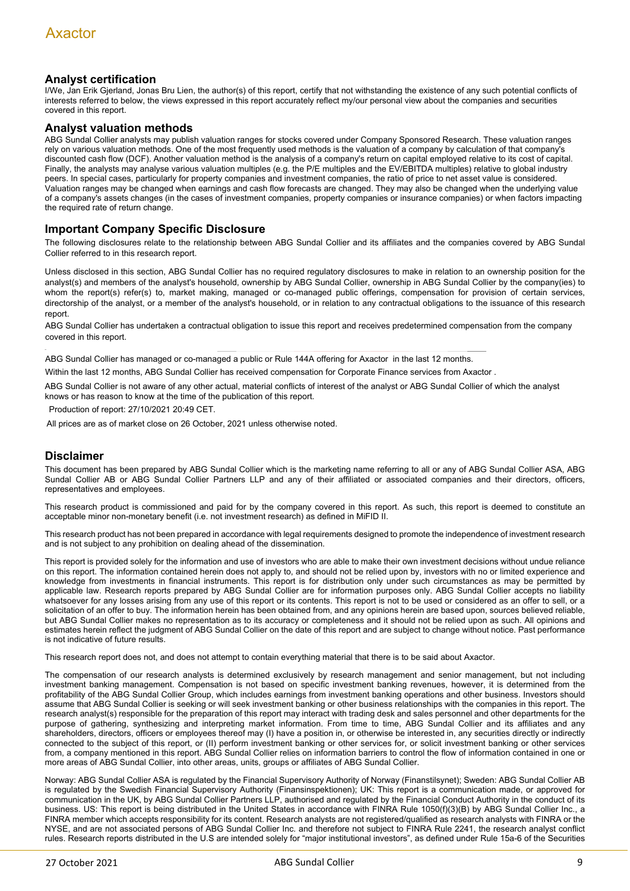## Analyst certification

I/We, Jan Erik Gjerland, Jonas Bru Lien, the author(s) of this report, certify that not withstanding the existence of any such potential conflicts of interests referred to below, the views expressed in this report accurately reflect my/our personal view about the companies and securities covered in this report.

## Analyst valuation methods

ABG Sundal Collier analysts may publish valuation ranges for stocks covered under Company Sponsored Research. These valuation ranges rely on various valuation methods. One of the most frequently used methods is the valuation of a company by calculation of that company's discounted cash flow (DCF). Another valuation method is the analysis of a company's return on capital employed relative to its cost of capital. Finally, the analysts may analyse various valuation multiples (e.g. the P/E multiples and the EV/EBITDA multiples) relative to global industry peers. In special cases, particularly for property companies and investment companies, the ratio of price to net asset value is considered. Valuation ranges may be changed when earnings and cash flow forecasts are changed. They may also be changed when the underlying value of a company's assets changes (in the cases of investment companies, property companies or insurance companies) or when factors impacting the required rate of return change.

## Important Company Specific Disclosure

The following disclosures relate to the relationship between ABG Sundal Collier and its affiliates and the companies covered by ABG Sundal Collier referred to in this research report.

Unless disclosed in this section, ABG Sundal Collier has no required regulatory disclosures to make in relation to an ownership position for the analyst(s) and members of the analyst's household, ownership by ABG Sundal Collier, ownership in ABG Sundal Collier by the company(ies) to whom the report(s) refer(s) to, market making, managed or co-managed public offerings, compensation for provision of certain services, directorship of the analyst, or a member of the analyst's household, or in relation to any contractual obligations to the issuance of this research report.

ABG Sundal Collier has undertaken a contractual obligation to issue this report and receives predetermined compensation from the company covered in this report.

ABG Sundal Collier has managed or co-managed a public or Rule 144A offering for Axactor in the last 12 months.

Within the last 12 months, ABG Sundal Collier has received compensation for Corporate Finance services from Axactor .

ABG Sundal Collier is not aware of any other actual, material conflicts of interest of the analyst or ABG Sundal Collier of which the analyst knows or has reason to know at the time of the publication of this report.

Production of report: 27/10/2021 20:49 CET.

All prices are as of market close on 26 October, 2021 unless otherwise noted.

## Disclaimer

This document has been prepared by ABG Sundal Collier which is the marketing name referring to all or any of ABG Sundal Collier ASA, ABG Sundal Collier AB or ABG Sundal Collier Partners LLP and any of their affiliated or associated companies and their directors, officers, representatives and employees.

This research product is commissioned and paid for by the company covered in this report. As such, this report is deemed to constitute an acceptable minor non-monetary benefit (i.e. not investment research) as defined in MiFID II.

This research product has not been prepared in accordance with legal requirements designed to promote the independence of investment research and is not subject to any prohibition on dealing ahead of the dissemination.

This report is provided solely for the information and use of investors who are able to make their own investment decisions without undue reliance on this report. The information contained herein does not apply to, and should not be relied upon by, investors with no or limited experience and knowledge from investments in financial instruments. This report is for distribution only under such circumstances as may be permitted by applicable law. Research reports prepared by ABG Sundal Collier are for information purposes only. ABG Sundal Collier accepts no liability whatsoever for any losses arising from any use of this report or its contents. This report is not to be used or considered as an offer to sell, or a solicitation of an offer to buy. The information herein has been obtained from, and any opinions herein are based upon, sources believed reliable, but ABG Sundal Collier makes no representation as to its accuracy or completeness and it should not be relied upon as such. All opinions and estimates herein reflect the judgment of ABG Sundal Collier on the date of this report and are subject to change without notice. Past performance is not indicative of future results.

This research report does not, and does not attempt to contain everything material that there is to be said about Axactor.

The compensation of our research analysts is determined exclusively by research management and senior management, but not including investment banking management. Compensation is not based on specific investment banking revenues, however, it is determined from the profitability of the ABG Sundal Collier Group, which includes earnings from investment banking operations and other business. Investors should assume that ABG Sundal Collier is seeking or will seek investment banking or other business relationships with the companies in this report. The research analyst(s) responsible for the preparation of this report may interact with trading desk and sales personnel and other departments for the purpose of gathering, synthesizing and interpreting market information. From time to time, ABG Sundal Collier and its affiliates and any shareholders, directors, officers or employees thereof may (I) have a position in, or otherwise be interested in, any securities directly or indirectly connected to the subject of this report, or (II) perform investment banking or other services for, or solicit investment banking or other services from, a company mentioned in this report. ABG Sundal Collier relies on information barriers to control the flow of information contained in one or more areas of ABG Sundal Collier, into other areas, units, groups or affiliates of ABG Sundal Collier.

Norway: ABG Sundal Collier ASA is regulated by the Financial Supervisory Authority of Norway (Finanstilsynet); Sweden: ABG Sundal Collier AB is regulated by the Swedish Financial Supervisory Authority (Finansinspektionen); UK: This report is a communication made, or approved for communication in the UK, by ABG Sundal Collier Partners LLP, authorised and regulated by the Financial Conduct Authority in the conduct of its business. US: This report is being distributed in the United States in accordance with FINRA Rule 1050(f)(3)(B) by ABG Sundal Collier Inc., a FINRA member which accepts responsibility for its content. Research analysts are not registered/qualified as research analysts with FINRA or the NYSE, and are not associated persons of ABG Sundal Collier Inc. and therefore not subject to FINRA Rule 2241, the research analyst conflict rules. Research reports distributed in the U.S are intended solely for "major institutional investors", as defined under Rule 15a-6 of the Securities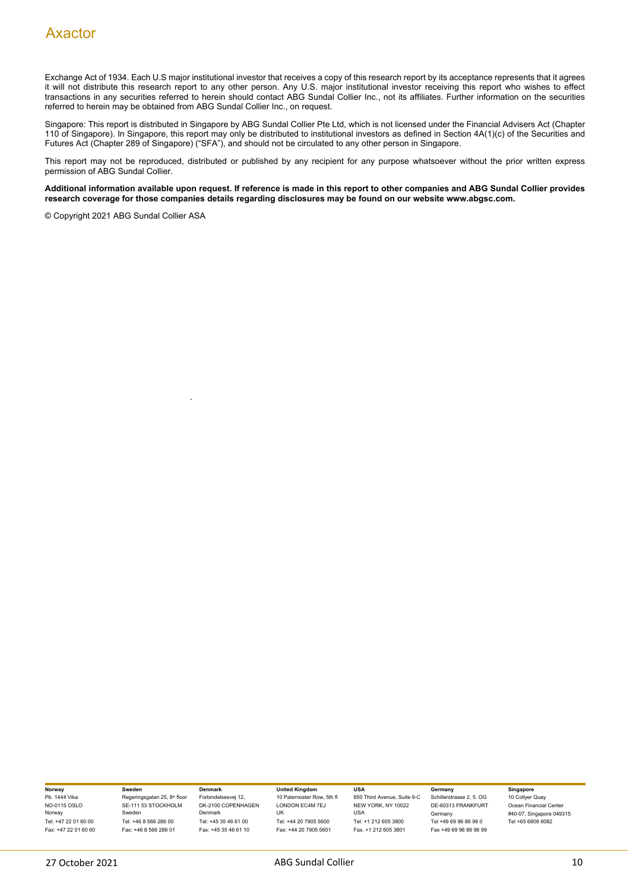Exchange Act of 1934. Each U.S major institutional investor that receives a copy of this research report by its acceptance represents that it agrees it will not distribute this research report to any other person. Any U.S. major institutional investor receiving this report who wishes to effect transactions in any securities referred to herein should contact ABG Sundal Collier Inc., not its affiliates. Further information on the securities referred to herein may be obtained from ABG Sundal Collier Inc., on request.

Singapore: This report is distributed in Singapore by ABG Sundal Collier Pte Ltd, which is not licensed under the Financial Advisers Act (Chapter 110 of Singapore). In Singapore, this report may only be distributed to institutional investors as defined in Section 4A(1)(c) of the Securities and Futures Act (Chapter 289 of Singapore) ("SFA"), and should not be circulated to any other person in Singapore.

This report may not be reproduced, distributed or published by any recipient for any purpose whatsoever without the prior written express permission of ABG Sundal Collier.

**Additional information available upon request. If reference is made in this report to other companies and ABG Sundal Collier provides research coverage for those companies details regarding disclosures may be found on our website www.abgsc.com.**

© Copyright 2021 ABG Sundal Collier ASA

| **Norway** | **Sweden** | **Denmark** | **United Kingdom** | **USA** | **Germany** | **Singapore** |
|---|---|---|---|---|---|---|
| Pb. 1444 Vika | Regeringsgatan 25, 8th floor | Forbindelsesvej 12, | 10 Paternoster Row, 5th fl | 850 Third Avenue, Suite 9-C | Schillerstrasse 2, 5. OG | 10 Collyer Quay |
| NO-0115 OSLO | SE-111 53 STOCKHOLM | DK-2100 COPENHAGEN | LONDON EC4M 7EJ | NEW YORK, NY 10022 | DE-60313 FRANKFURT | Ocean Financial Center |
| Norway | Sweden | Denmark | UK | USA | Germany | #40-07, Singapore 049315 |
| Tel: +47 22 01 60 00 | Tel: +46 8 566 286 00 | Tel: +45 35 46 61 00 | Tel: +44 20 7905 5600 | Tel. +1 212 605 3800 | Tel +49 69 96 86 96 0 | Tel +65 6808 6082 |
| Fax: +47 22 01 60 60 | Fax: +46 8 566 286 01 | Fax: +45 35 46 61 10 | Fax: +44 20 7905 5601 | Fax. +1 212 605 3801 | Fax +49 69 96 86 96 99 | |